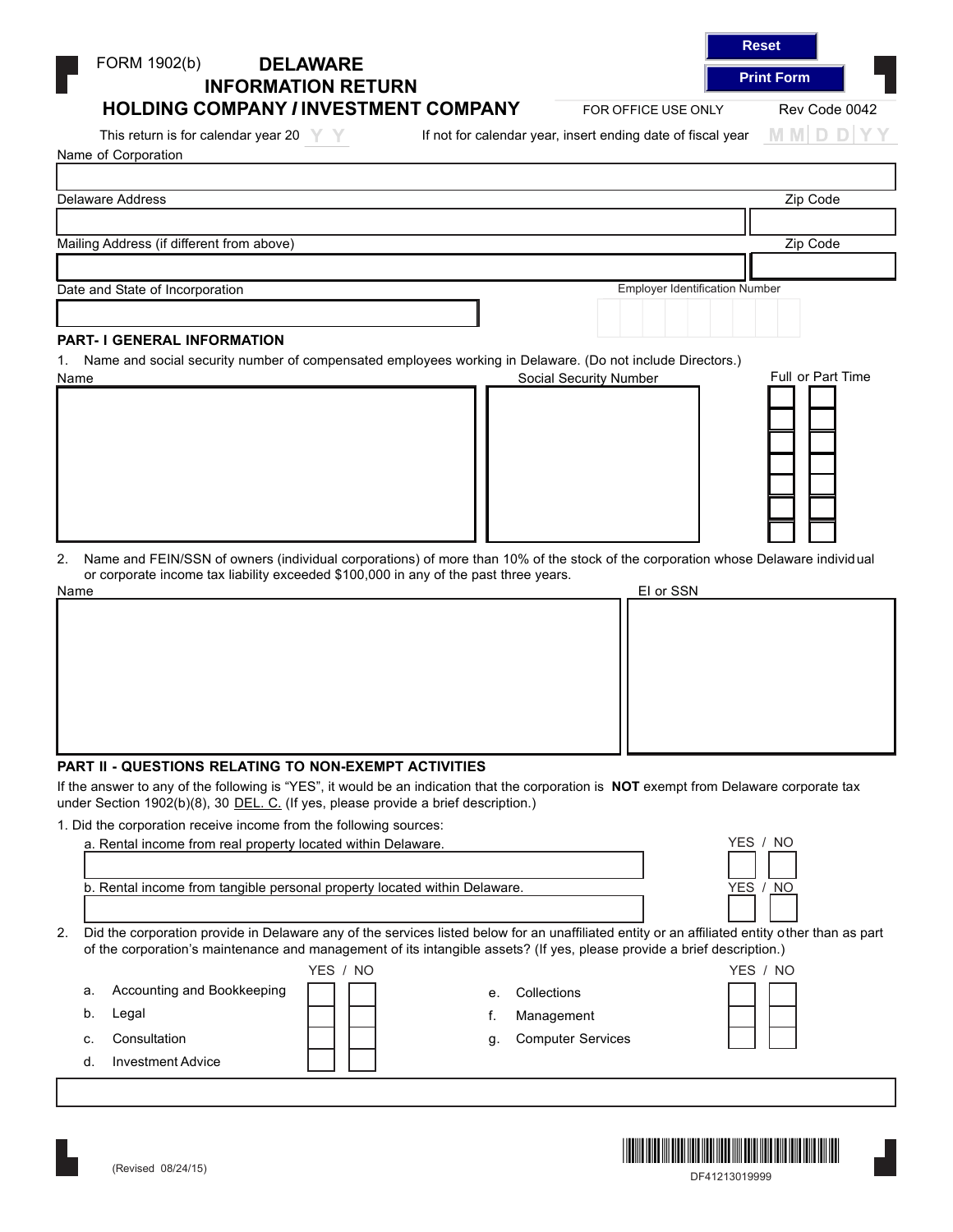FORM 1902(b)

# DELAWARE INFORMATION RETURN HOLDING COMPANY / INVESTMENT COMPANY

FOR OFFICE USE ONLY

Rev Code 0042

This return is for calendar year 20 Y Y

If not for calendar year, insert ending date of fiscal year MM DD YY

Name of Corporation

Delaware Address

Zip Code

Mailing Address (if different from above)

Zip Code

Date and State of Incorporation

Employer Identification Number

## PART- I GENERAL INFORMATION

1. Name and social security number of compensated employees working in Delaware. (Do not include Directors.)

| Name | Social Security Number | Full or Part Time |
|---|---|---|
| | | |

2. Name and FEIN/SSN of owners (individual corporations) of more than 10% of the stock of the corporation whose Delaware individual or corporate income tax liability exceeded $100,000 in any of the past three years.

| Name | EI or SSN |
|---|---|
| | |

## PART II - QUESTIONS RELATING TO NON-EXEMPT ACTIVITIES

If the answer to any of the following is "YES", it would be an indication that the corporation is **NOT** exempt from Delaware corporate tax under Section 1902(b)(8), 30 DEL. C. (If yes, please provide a brief description.)

1. Did the corporation receive income from the following sources:

| | YES / NO |
|---|---|
| a. Rental income from real property located within Delaware. | |
| b. Rental income from tangible personal property located within Delaware. | |

2. Did the corporation provide in Delaware any of the services listed below for an unaffiliated entity or an affiliated entity other than as part of the corporation's maintenance and management of its intangible assets? (If yes, please provide a brief description.)

| | YES / NO | | YES / NO |
|---|---|---|---|
| a. Accounting and Bookkeeping | | e. Collections | |
| b. Legal | | f. Management | |
| c. Consultation | | g. Computer Services | |
| d. Investment Advice | | | |

(Revised 08/24/15)

DF41213019999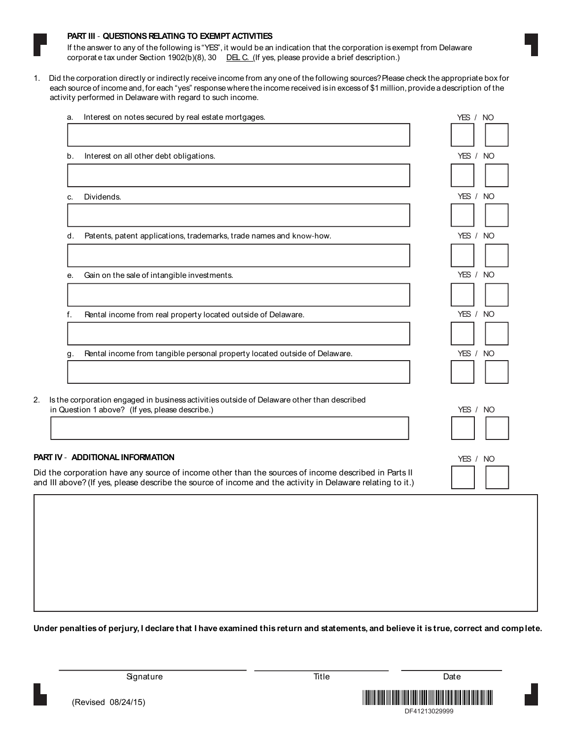## PART III - QUESTIONS RELATING TO EXEMPT ACTIVITIES

If the answer to any of the following is "YES", it would be an indication that the corporation is exempt from Delaware corporate tax under Section 1902(b)(8), 30 DEL C. (If yes, please provide a brief description.)

1. Did the corporation directly or indirectly receive income from any one of the following sources? Please check the appropriate box for each source of income and, for each "yes" response where the income received is in excess of $1 million, provide a description of the activity performed in Delaware with regard to such income.

| | YES | NO |
|---|---|---|
| a. Interest on notes secured by real estate mortgages. | ☐ | ☐ |
| b. Interest on all other debt obligations. | ☐ | ☐ |
| c. Dividends. | ☐ | ☐ |
| d. Patents, patent applications, trademarks, trade names and know-how. | ☐ | ☐ |
| e. Gain on the sale of intangible investments. | ☐ | ☐ |
| f. Rental income from real property located outside of Delaware. | ☐ | ☐ |
| g. Rental income from tangible personal property located outside of Delaware. | ☐ | ☐ |

2. Is the corporation engaged in business activities outside of Delaware other than described in Question 1 above? (If yes, please describe.) YES ☐ / NO ☐

## PART IV - ADDITIONAL INFORMATION

Did the corporation have any source of income other than the sources of income described in Parts II and III above? (If yes, please describe the source of income and the activity in Delaware relating to it.) YES ☐ / NO ☐

**Under penalties of perjury, I declare that I have examined this return and statements, and believe it is true, correct and complete.**

| Signature | Title | Date |
|---|---|---|
| | | |

(Revised 08/24/15)

DF41213029999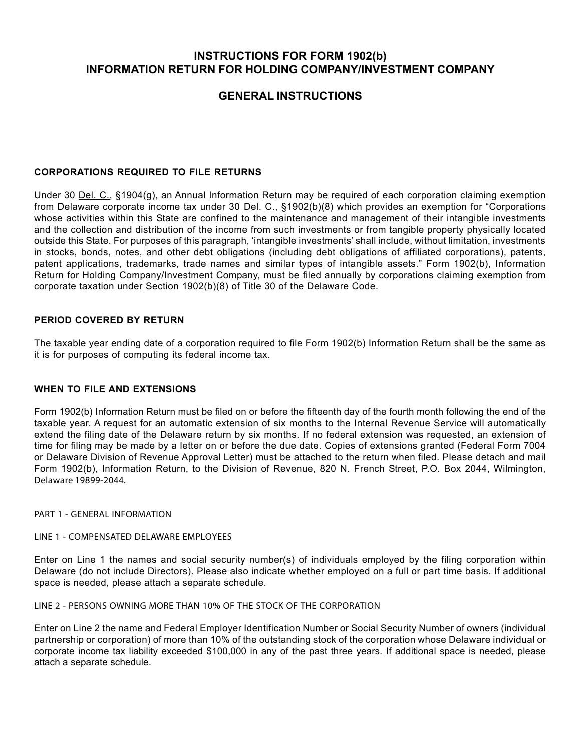# INSTRUCTIONS FOR FORM 1902(b)
# INFORMATION RETURN FOR HOLDING COMPANY/INVESTMENT COMPANY

## GENERAL INSTRUCTIONS

### CORPORATIONS REQUIRED TO FILE RETURNS

Under 30 Del. C., §1904(g), an Annual Information Return may be required of each corporation claiming exemption from Delaware corporate income tax under 30 Del. C., §1902(b)(8) which provides an exemption for "Corporations whose activities within this State are confined to the maintenance and management of their intangible investments and the collection and distribution of the income from such investments or from tangible property physically located outside this State. For purposes of this paragraph, 'intangible investments' shall include, without limitation, investments in stocks, bonds, notes, and other debt obligations (including debt obligations of affiliated corporations), patents, patent applications, trademarks, trade names and similar types of intangible assets." Form 1902(b), Information Return for Holding Company/Investment Company, must be filed annually by corporations claiming exemption from corporate taxation under Section 1902(b)(8) of Title 30 of the Delaware Code.

### PERIOD COVERED BY RETURN

The taxable year ending date of a corporation required to file Form 1902(b) Information Return shall be the same as it is for purposes of computing its federal income tax.

### WHEN TO FILE AND EXTENSIONS

Form 1902(b) Information Return must be filed on or before the fifteenth day of the fourth month following the end of the taxable year. A request for an automatic extension of six months to the Internal Revenue Service will automatically extend the filing date of the Delaware return by six months. If no federal extension was requested, an extension of time for filing may be made by a letter on or before the due date. Copies of extensions granted (Federal Form 7004 or Delaware Division of Revenue Approval Letter) must be attached to the return when filed. Please detach and mail Form 1902(b), Information Return, to the Division of Revenue, 820 N. French Street, P.O. Box 2044, Wilmington, Delaware 19899-2044.

PART 1 - GENERAL INFORMATION

LINE 1 - COMPENSATED DELAWARE EMPLOYEES

Enter on Line 1 the names and social security number(s) of individuals employed by the filing corporation within Delaware (do not include Directors). Please also indicate whether employed on a full or part time basis. If additional space is needed, please attach a separate schedule.

LINE 2 - PERSONS OWNING MORE THAN 10% OF THE STOCK OF THE CORPORATION

Enter on Line 2 the name and Federal Employer Identification Number or Social Security Number of owners (individual partnership or corporation) of more than 10% of the outstanding stock of the corporation whose Delaware individual or corporate income tax liability exceeded $100,000 in any of the past three years. If additional space is needed, please attach a separate schedule.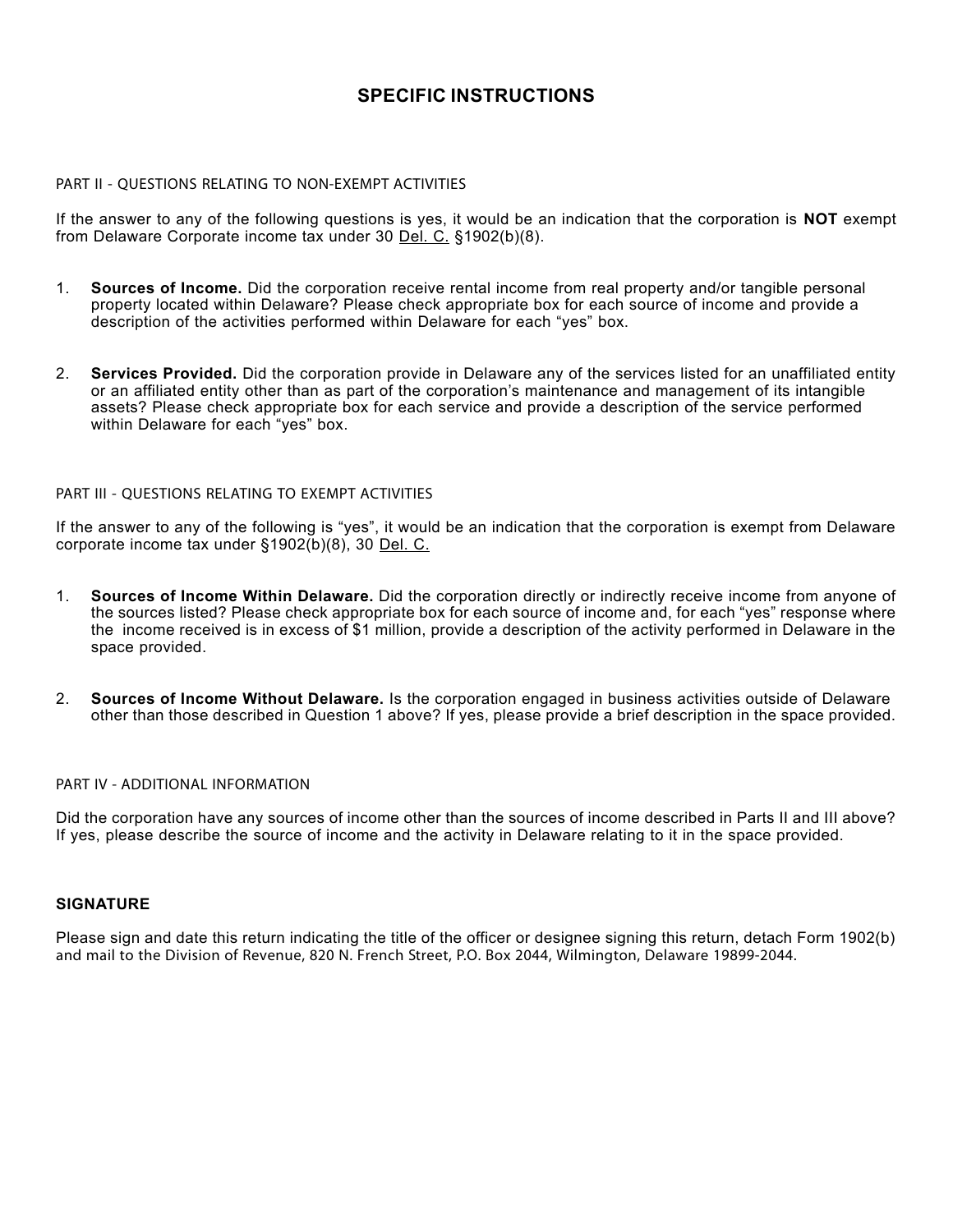# SPECIFIC INSTRUCTIONS

## PART II - QUESTIONS RELATING TO NON-EXEMPT ACTIVITIES

If the answer to any of the following questions is yes, it would be an indication that the corporation is **NOT** exempt from Delaware Corporate income tax under 30 Del. C. §1902(b)(8).

1. **Sources of Income.** Did the corporation receive rental income from real property and/or tangible personal property located within Delaware? Please check appropriate box for each source of income and provide a description of the activities performed within Delaware for each "yes" box.

2. **Services Provided.** Did the corporation provide in Delaware any of the services listed for an unaffiliated entity or an affiliated entity other than as part of the corporation's maintenance and management of its intangible assets? Please check appropriate box for each service and provide a description of the service performed within Delaware for each "yes" box.

## PART III - QUESTIONS RELATING TO EXEMPT ACTIVITIES

If the answer to any of the following is "yes", it would be an indication that the corporation is exempt from Delaware corporate income tax under §1902(b)(8), 30 Del. C.

1. **Sources of Income Within Delaware.** Did the corporation directly or indirectly receive income from anyone of the sources listed? Please check appropriate box for each source of income and, for each "yes" response where the income received is in excess of $1 million, provide a description of the activity performed in Delaware in the space provided.

2. **Sources of Income Without Delaware.** Is the corporation engaged in business activities outside of Delaware other than those described in Question 1 above? If yes, please provide a brief description in the space provided.

## PART IV - ADDITIONAL INFORMATION

Did the corporation have any sources of income other than the sources of income described in Parts II and III above? If yes, please describe the source of income and the activity in Delaware relating to it in the space provided.

## SIGNATURE

Please sign and date this return indicating the title of the officer or designee signing this return, detach Form 1902(b) and mail to the Division of Revenue, 820 N. French Street, P.O. Box 2044, Wilmington, Delaware 19899-2044.